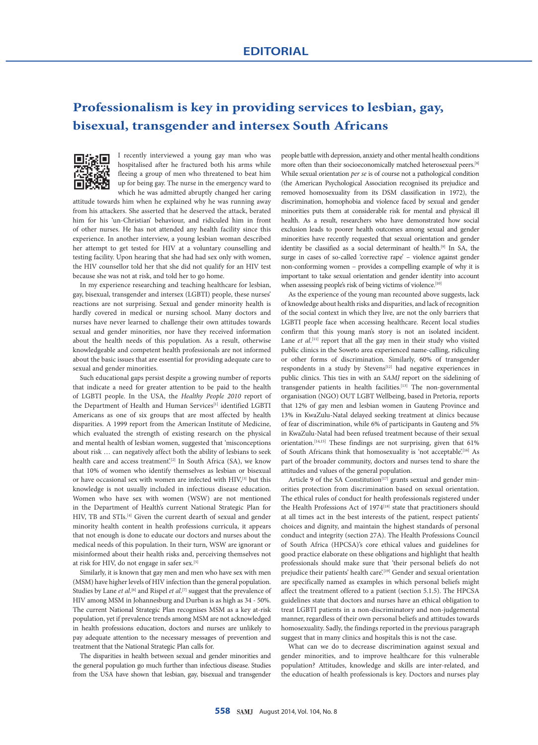# EDITORIAL

## Professionalism is key in providing services to lesbian, gay, bisexual, transgender and intersex South Africans

I recently interviewed a young gay man who was hospitalised after he fractured both his arms while fleeing a group of men who threatened to beat him up for being gay. The nurse in the emergency ward to which he was admitted abruptly changed her caring attitude towards him when he explained why he was running away from his attackers. She asserted that he deserved the attack, berated him for his 'un-Christian' behaviour, and ridiculed him in front of other nurses. He has not attended any health facility since this experience. In another interview, a young lesbian woman described her attempt to get tested for HIV at a voluntary counselling and testing facility. Upon hearing that she had had sex only with women, the HIV counsellor told her that she did not qualify for an HIV test because she was not at risk, and told her to go home.

In my experience researching and teaching healthcare for lesbian, gay, bisexual, transgender and intersex (LGBTI) people, these nurses' reactions are not surprising. Sexual and gender minority health is hardly covered in medical or nursing school. Many doctors and nurses have never learned to challenge their own attitudes towards sexual and gender minorities, nor have they received information about the health needs of this population. As a result, otherwise knowledgeable and competent health professionals are not informed about the basic issues that are essential for providing adequate care to sexual and gender minorities.

Such educational gaps persist despite a growing number of reports that indicate a need for greater attention to be paid to the health of LGBTI people. In the USA, the *Healthy People 2010* report of the Department of Health and Human Services[1] identified LGBTI Americans as one of six groups that are most affected by health disparities. A 1999 report from the American Institute of Medicine, which evaluated the strength of existing research on the physical and mental health of lesbian women, suggested that 'misconceptions about risk … can negatively affect both the ability of lesbians to seek health care and access treatment'.[2] In South Africa (SA), we know that 10% of women who identify themselves as lesbian or bisexual or have occasional sex with women are infected with HIV,[3] but this knowledge is not usually included in infectious disease education. Women who have sex with women (WSW) are not mentioned in the Department of Health's current National Strategic Plan for HIV, TB and STIs.[4] Given the current dearth of sexual and gender minority health content in health professions curricula, it appears that not enough is done to educate our doctors and nurses about the medical needs of this population. In their turn, WSW are ignorant or misinformed about their health risks and, perceiving themselves not at risk for HIV, do not engage in safer sex.[5]

Similarly, it is known that gay men and men who have sex with men (MSM) have higher levels of HIV infection than the general population. Studies by Lane *et al.*[6] and Rispel *et al.*[7] suggest that the prevalence of HIV among MSM in Johannesburg and Durban is as high as 34 - 50%. The current National Strategic Plan recognises MSM as a key at-risk population, yet if prevalence trends among MSM are not acknowledged in health professions education, doctors and nurses are unlikely to pay adequate attention to the necessary messages of prevention and treatment that the National Strategic Plan calls for.

The disparities in health between sexual and gender minorities and the general population go much further than infectious disease. Studies from the USA have shown that lesbian, gay, bisexual and transgender people battle with depression, anxiety and other mental health conditions more often than their socioeconomically matched heterosexual peers.[8] While sexual orientation *per se* is of course not a pathological condition (the American Psychological Association recognised its prejudice and removed homosexuality from its DSM classification in 1972), the discrimination, homophobia and violence faced by sexual and gender minorities puts them at considerable risk for mental and physical ill health. As a result, researchers who have demonstrated how social exclusion leads to poorer health outcomes among sexual and gender minorities have recently requested that sexual orientation and gender identity be classified as a social determinant of health.[9] In SA, the surge in cases of so-called 'corrective rape' – violence against gender non-conforming women – provides a compelling example of why it is important to take sexual orientation and gender identity into account when assessing people's risk of being victims of violence.[10]

As the experience of the young man recounted above suggests, lack of knowledge about health risks and disparities, and lack of recognition of the social context in which they live, are not the only barriers that LGBTI people face when accessing healthcare. Recent local studies confirm that this young man's story is not an isolated incident. Lane *et al.*[11] report that all the gay men in their study who visited public clinics in the Soweto area experienced name-calling, ridiculing or other forms of discrimination. Similarly, 60% of transgender respondents in a study by Stevens[12] had negative experiences in public clinics. This ties in with an *SAMJ* report on the sidelining of transgender patients in health facilities.[13] The non-governmental organisation (NGO) OUT LGBT Wellbeing, based in Pretoria, reports that 12% of gay men and lesbian women in Gauteng Province and 13% in KwaZulu-Natal delayed seeking treatment at clinics because of fear of discrimination, while 6% of participants in Gauteng and 5% in KwaZulu-Natal had been refused treatment because of their sexual orientation.[14,15] These findings are not surprising, given that 61% of South Africans think that homosexuality is 'not acceptable'.[16] As part of the broader community, doctors and nurses tend to share the attitudes and values of the general population.

Article 9 of the SA Constitution[17] grants sexual and gender minorities protection from discrimination based on sexual orientation. The ethical rules of conduct for health professionals registered under the Health Professions Act of 1974[18] state that practitioners should at all times act in the best interests of the patient, respect patients' choices and dignity, and maintain the highest standards of personal conduct and integrity (section 27A). The Health Professions Council of South Africa (HPCSA)'s core ethical values and guidelines for good practice elaborate on these obligations and highlight that health professionals should make sure that 'their personal beliefs do not prejudice their patients' health care'.[19] Gender and sexual orientation are specifically named as examples in which personal beliefs might affect the treatment offered to a patient (section 5.1.5). The HPCSA guidelines state that doctors and nurses have an ethical obligation to treat LGBTI patients in a non-discriminatory and non-judgemental manner, regardless of their own personal beliefs and attitudes towards homosexuality. Sadly, the findings reported in the previous paragraph suggest that in many clinics and hospitals this is not the case.

What can we do to decrease discrimination against sexual and gender minorities, and to improve healthcare for this vulnerable population? Attitudes, knowledge and skills are inter-related, and the education of health professionals is key. Doctors and nurses play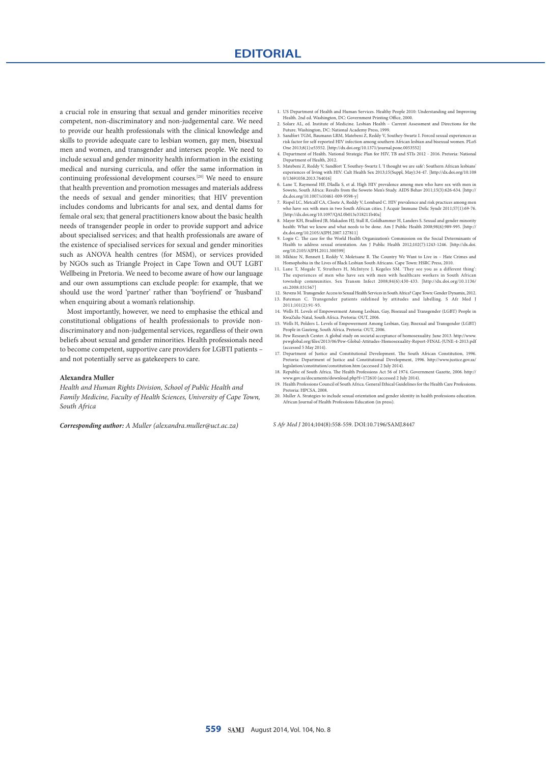a crucial role in ensuring that sexual and gender minorities receive competent, non-discriminatory and non-judgemental care. We need to provide our health professionals with the clinical knowledge and skills to provide adequate care to lesbian women, gay men, bisexual men and women, and transgender and intersex people. We need to include sexual and gender minority health information in the existing medical and nursing curricula, and offer the same information in continuing professional development courses.[20] We need to ensure that health prevention and promotion messages and materials address the needs of sexual and gender minorities; that HIV prevention includes condoms and lubricants for anal sex, and dental dams for female oral sex; that general practitioners know about the basic health needs of transgender people in order to provide support and advice about specialised services; and that health professionals are aware of the existence of specialised services for sexual and gender minorities such as ANOVA health centres (for MSM), or services provided by NGOs such as Triangle Project in Cape Town and OUT LGBT Wellbeing in Pretoria. We need to become aware of how our language and our own assumptions can exclude people: for example, that we should use the word 'partner' rather than 'boyfriend' or 'husband' when enquiring about a woman's relationship.

Most importantly, however, we need to emphasise the ethical and constitutional obligations of health professionals to provide non-discriminatory and non-judgemental services, regardless of their own beliefs about sexual and gender minorities. Health professionals need to become competent, supportive care providers for LGBTI patients – and not potentially serve as gatekeepers to care.

**Alexandra Muller**

*Health and Human Rights Division, School of Public Health and Family Medicine, Faculty of Health Sciences, University of Cape Town, South Africa*

***Corresponding author:*** *A Muller (alexandra.muller@uct.ac.za)*

1. US Department of Health and Human Services. Healthy People 2010: Understanding and Improving Health. 2nd ed. Washington, DC: Government Printing Office, 2000.
2. Solarz AL, ed. Institute of Medicine. Lesbian Health – Current Assessment and Directions for the Future. Washington, DC: National Academy Press, 1999.
3. Sandfort TGM, Baumann LRM, Matebeni Z, Reddy V, Southey-Swartz I. Forced sexual experiences as risk factor for self-reported HIV infection among southern African lesbian and bisexual women. PLoS One 2013;8(1):e53552. [http://dx.doi.org/10.1371/journal.pone.0053552]
4. Department of Health. National Strategic Plan for HIV, TB and STIs 2012 - 2016. Pretoria: National Department of Health, 2012.
5. Matebeni Z, Reddy V, Sandfort T, Southey-Swartz I. 'I thought we are safe': Southern African lesbians' experiences of living with HIV. Cult Health Sex 2013;15(Suppl, May):34-47. [http://dx.doi.org/10.1080/13691058.2013.764016]
6. Lane T, Raymond HF, Dladla S, et al. High HIV prevalence among men who have sex with men in Soweto, South Africa: Results from the Soweto Men's Study. AIDS Behav 2011;15(3):626-634. [http://dx.doi.org/10.1007/s10461-009-9598-y]
7. Rispel LC, Metcalf CA, Cloete A, Reddy V, Lombard C. HIV prevalence and risk practices among men who have sex with men in two South African cities. J Acquir Immune Defic Syndr 2011;57(1):69-76. [http://dx.doi.org/10.1097/QAI.0b013e318211b40a]
8. Mayer KH, Bradford JB, Makadon HJ, Stall R, Goldhammer H, Landers S. Sexual and gender minority health: What we know and what needs to be done. Am J Public Health 2008;98(6):989-995. [http://dx.doi.org/10.2105/AJPH.2007.127811]
9. Logie C. The case for the World Health Organization's Commission on the Social Determinants of Health to address sexual orientation. Am J Public Health 2012;102(7):1243-1246. [http://dx.doi.org/10.2105/AJPH.2011.300599]
10. Mkhize N, Bennett J, Reddy V, Moletsane R. The Country We Want to Live in – Hate Crimes and Homophobia in the Lives of Black Lesbian South Africans. Cape Town: HSRC Press, 2010.
11. Lane T, Mogale T, Struthers H, McIntyre J, Kegeles SM. 'They see you as a different thing': The experiences of men who have sex with men with healthcare workers in South African township communities. Sex Transm Infect 2008;84(6):430-433. [http://dx.doi.org/10.1136/sti.2008.031567]
12. Stevens M. Transgender Access to Sexual Health Services in South Africa? Cape Town: Gender Dynamix, 2012.
13. Bateman C. Transgender patients sidelined by attitudes and labelling. S Afr Med J 2011;101(2):91-93.
14. Wells H. Levels of Empowerment Among Lesbian, Gay, Bisexual and Transgender (LGBT) People in KwaZulu-Natal, South Africa. Pretoria: OUT, 2006.
15. Wells H, Polders L. Levels of Empowerment Among Lesbian, Gay, Bisexual and Transgender (LGBT) People in Gauteng, South Africa. Pretoria: OUT, 2006.
16. Pew Research Center. A global study on societal acceptance of homosexuality. June 2013. http://www.pewglobal.org/files/2013/06/Pew-Global-Attitudes-Homosexuality-Report-FINAL-JUNE-4-2013.pdf (accessed 5 May 2014).
17. Department of Justice and Constitutional Development. The South African Constitution, 1996. Pretoria: Department of Justice and Constitutional Development, 1996. http://www.justice.gov.za/legislation/constitution/constitution.htm (accessed 2 July 2014).
18. Republic of South Africa. The Health Professions Act 56 of 1974. Government Gazette, 2006. http://www.gov.za/documents/download.php?f=172610 (accessed 2 July 2014).
19. Health Professions Council of South Africa. General Ethical Guidelines for the Health Care Professions. Pretoria: HPCSA, 2008.
20. Muller A. Strategies to include sexual orientation and gender identity in health professions education. African Journal of Health Professions Education (in press).

*S Afr Med J* 2014;104(8):558-559. DOI:10.7196/SAMJ.8447